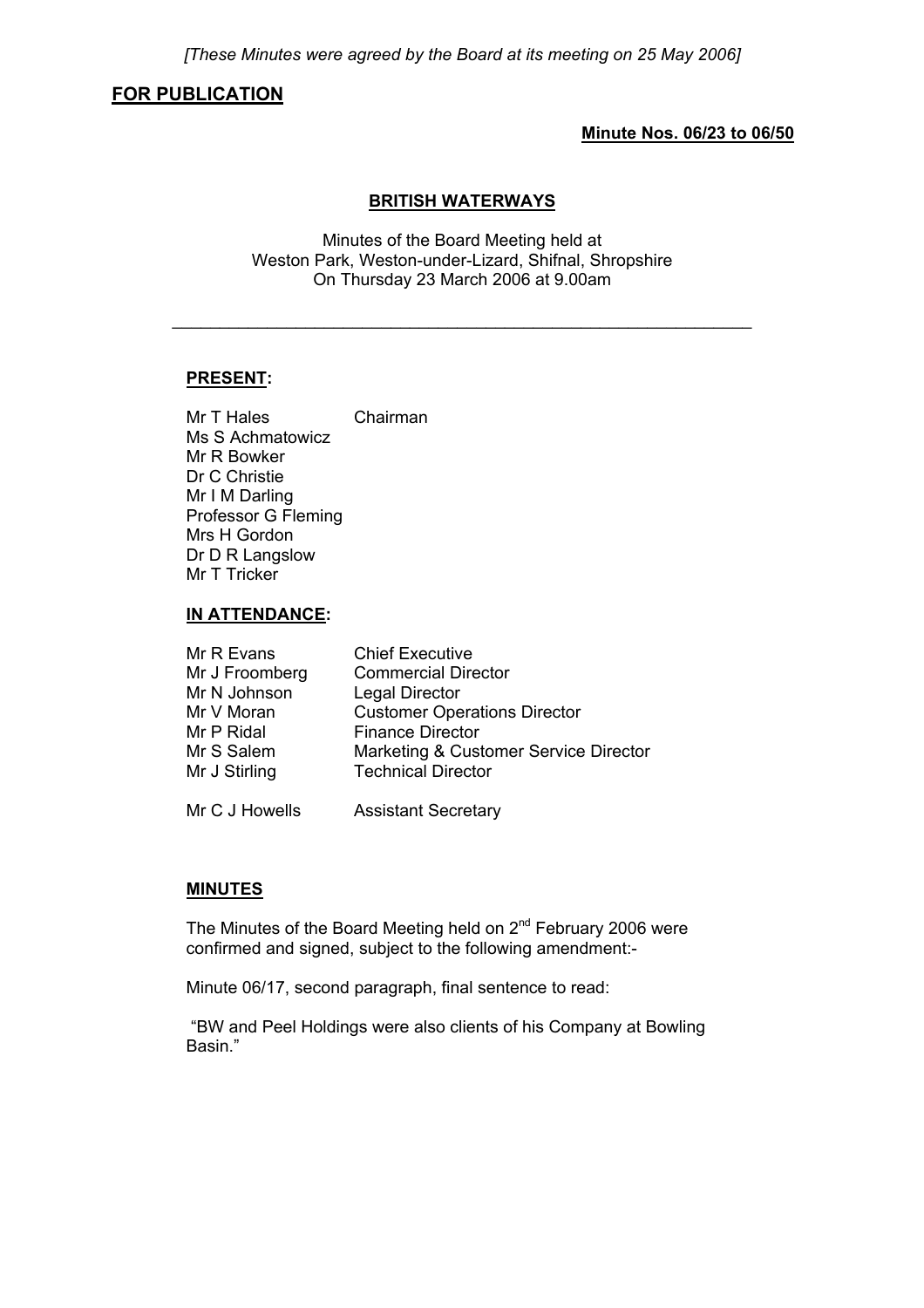*[These Minutes were agreed by the Board at its meeting on 25 May 2006]*

**FOR PUBLICATION**

**Minute Nos. 06/23 to 06/50**

# BRITISH WATERWAYS

Minutes of the Board Meeting held at
Weston Park, Weston-under-Lizard, Shifnal, Shropshire
On Thursday 23 March 2006 at 9.00am

---

## PRESENT:

| | |
|---|---|
| Mr T Hales | Chairman |
| Ms S Achmatowicz | |
| Mr R Bowker | |
| Dr C Christie | |
| Mr I M Darling | |
| Professor G Fleming | |
| Mrs H Gordon | |
| Dr D R Langslow | |
| Mr T Tricker | |

## IN ATTENDANCE:

| | |
|---|---|
| Mr R Evans | Chief Executive |
| Mr J Froomberg | Commercial Director |
| Mr N Johnson | Legal Director |
| Mr V Moran | Customer Operations Director |
| Mr P Ridal | Finance Director |
| Mr S Salem | Marketing & Customer Service Director |
| Mr J Stirling | Technical Director |
| Mr C J Howells | Assistant Secretary |

## MINUTES

The Minutes of the Board Meeting held on 2nd February 2006 were confirmed and signed, subject to the following amendment:-

Minute 06/17, second paragraph, final sentence to read:

"BW and Peel Holdings were also clients of his Company at Bowling Basin."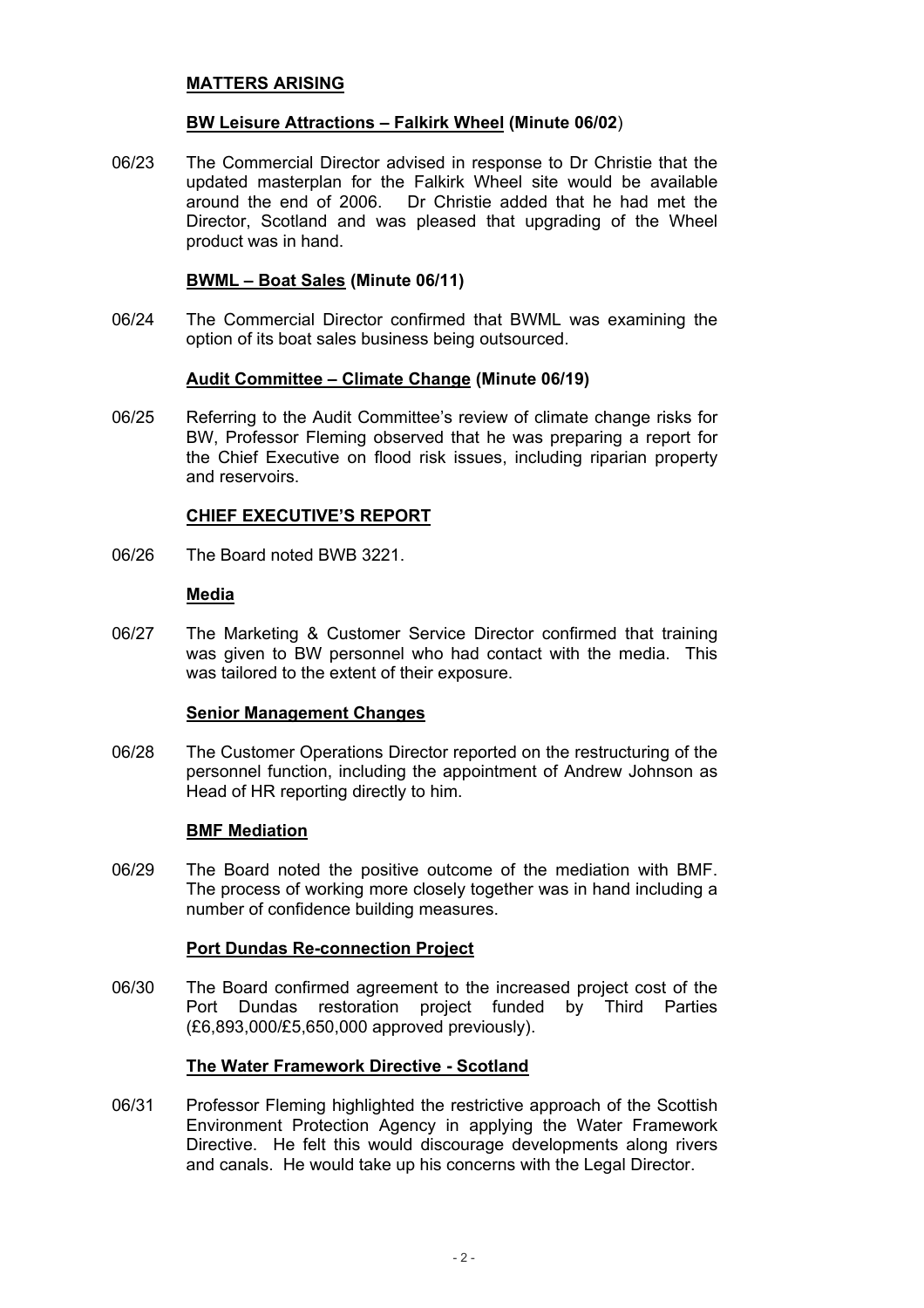## MATTERS ARISING

### BW Leisure Attractions – Falkirk Wheel (Minute 06/02)

06/23 The Commercial Director advised in response to Dr Christie that the updated masterplan for the Falkirk Wheel site would be available around the end of 2006. Dr Christie added that he had met the Director, Scotland and was pleased that upgrading of the Wheel product was in hand.

### BWML – Boat Sales (Minute 06/11)

06/24 The Commercial Director confirmed that BWML was examining the option of its boat sales business being outsourced.

### Audit Committee – Climate Change (Minute 06/19)

06/25 Referring to the Audit Committee's review of climate change risks for BW, Professor Fleming observed that he was preparing a report for the Chief Executive on flood risk issues, including riparian property and reservoirs.

## CHIEF EXECUTIVE'S REPORT

06/26 The Board noted BWB 3221.

### Media

06/27 The Marketing & Customer Service Director confirmed that training was given to BW personnel who had contact with the media. This was tailored to the extent of their exposure.

### Senior Management Changes

06/28 The Customer Operations Director reported on the restructuring of the personnel function, including the appointment of Andrew Johnson as Head of HR reporting directly to him.

### BMF Mediation

06/29 The Board noted the positive outcome of the mediation with BMF. The process of working more closely together was in hand including a number of confidence building measures.

### Port Dundas Re-connection Project

06/30 The Board confirmed agreement to the increased project cost of the Port Dundas restoration project funded by Third Parties (£6,893,000/£5,650,000 approved previously).

### The Water Framework Directive - Scotland

06/31 Professor Fleming highlighted the restrictive approach of the Scottish Environment Protection Agency in applying the Water Framework Directive. He felt this would discourage developments along rivers and canals. He would take up his concerns with the Legal Director.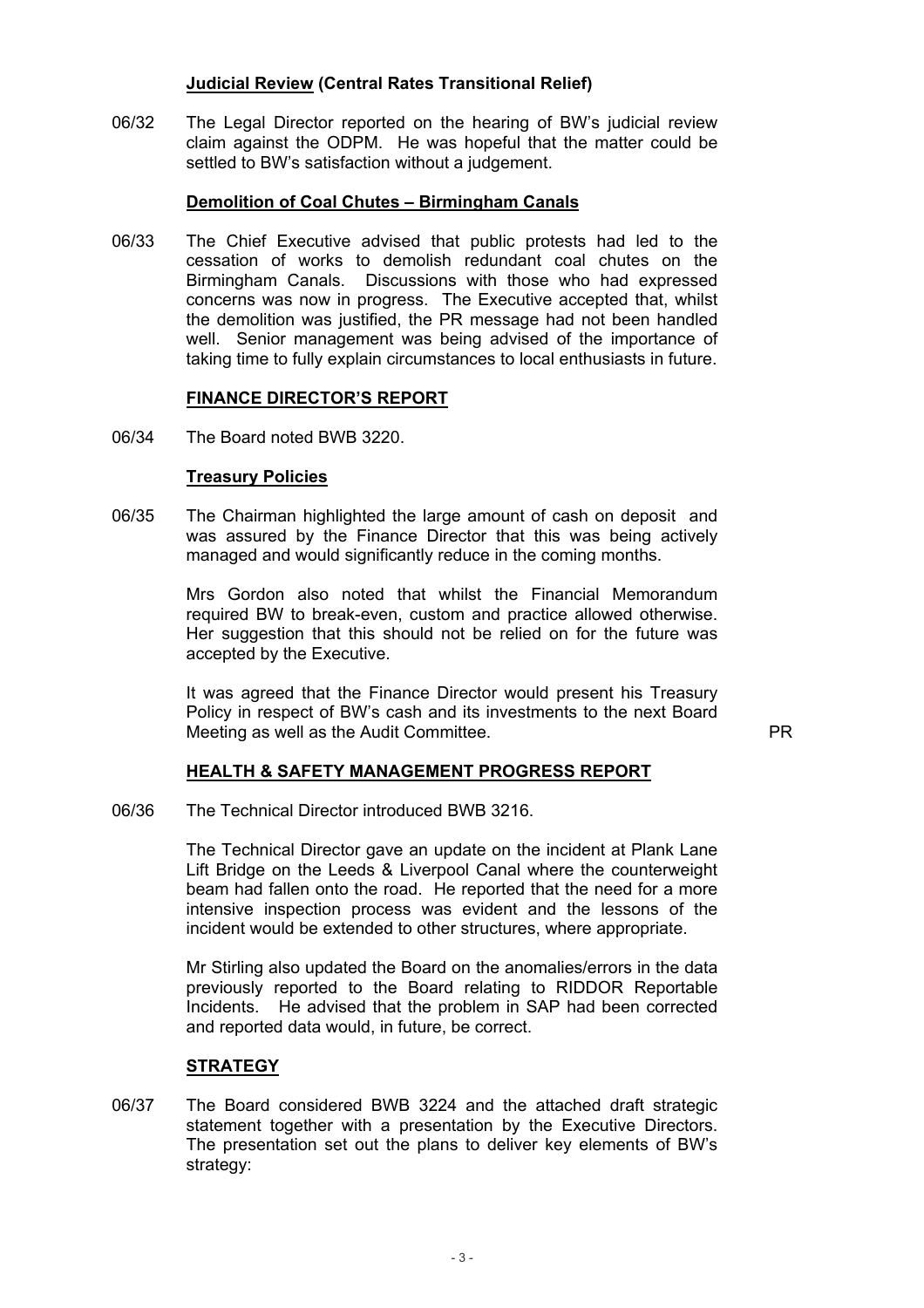**Judicial Review (Central Rates Transitional Relief)**

06/32 The Legal Director reported on the hearing of BW's judicial review claim against the ODPM. He was hopeful that the matter could be settled to BW's satisfaction without a judgement.

**Demolition of Coal Chutes – Birmingham Canals**

06/33 The Chief Executive advised that public protests had led to the cessation of works to demolish redundant coal chutes on the Birmingham Canals. Discussions with those who had expressed concerns was now in progress. The Executive accepted that, whilst the demolition was justified, the PR message had not been handled well. Senior management was being advised of the importance of taking time to fully explain circumstances to local enthusiasts in future.

## FINANCE DIRECTOR'S REPORT

06/34 The Board noted BWB 3220.

**Treasury Policies**

06/35 The Chairman highlighted the large amount of cash on deposit and was assured by the Finance Director that this was being actively managed and would significantly reduce in the coming months.

Mrs Gordon also noted that whilst the Financial Memorandum required BW to break-even, custom and practice allowed otherwise. Her suggestion that this should not be relied on for the future was accepted by the Executive.

It was agreed that the Finance Director would present his Treasury Policy in respect of BW's cash and its investments to the next Board Meeting as well as the Audit Committee. PR

## HEALTH & SAFETY MANAGEMENT PROGRESS REPORT

06/36 The Technical Director introduced BWB 3216.

The Technical Director gave an update on the incident at Plank Lane Lift Bridge on the Leeds & Liverpool Canal where the counterweight beam had fallen onto the road. He reported that the need for a more intensive inspection process was evident and the lessons of the incident would be extended to other structures, where appropriate.

Mr Stirling also updated the Board on the anomalies/errors in the data previously reported to the Board relating to RIDDOR Reportable Incidents. He advised that the problem in SAP had been corrected and reported data would, in future, be correct.

## STRATEGY

06/37 The Board considered BWB 3224 and the attached draft strategic statement together with a presentation by the Executive Directors. The presentation set out the plans to deliver key elements of BW's strategy: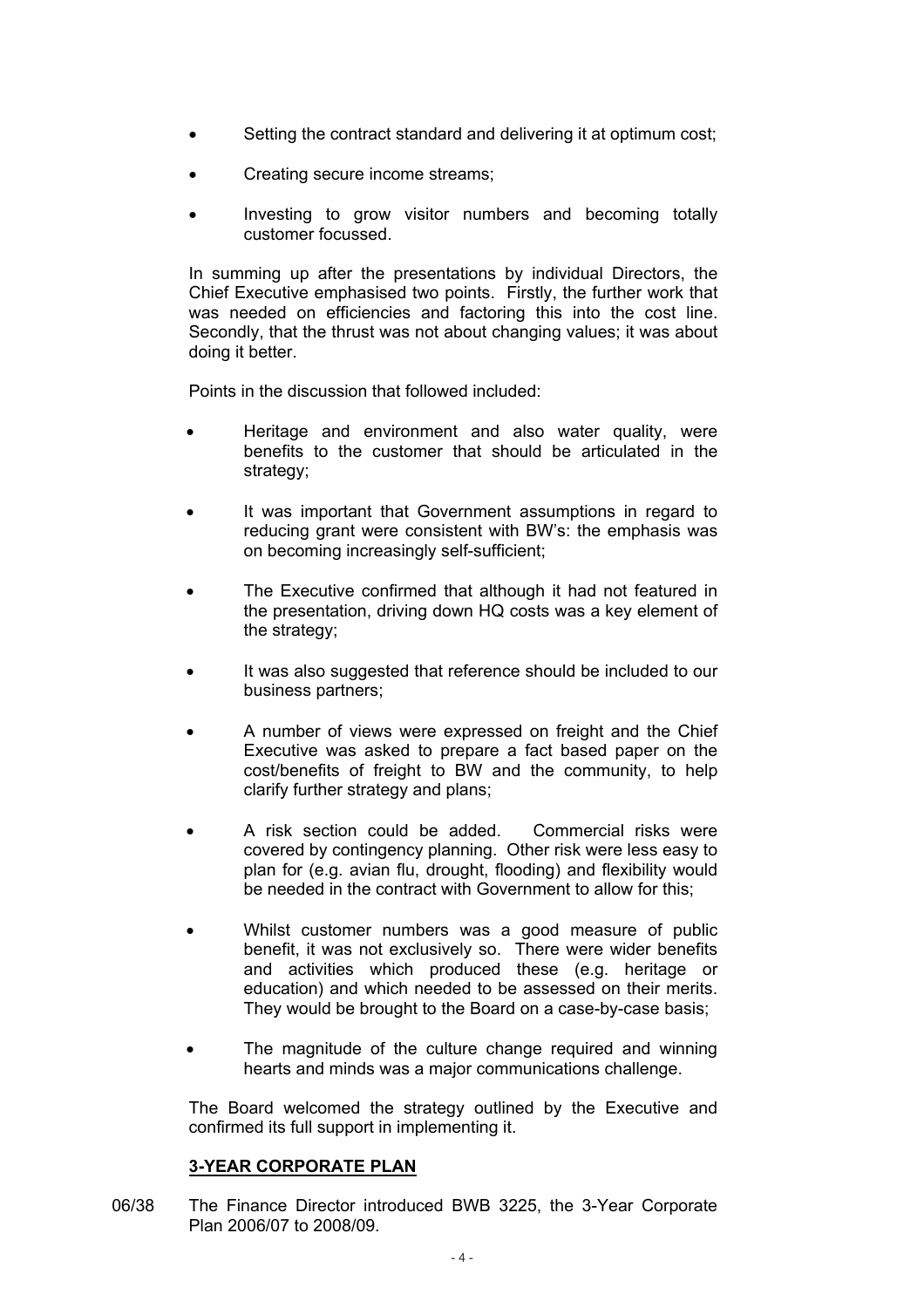- Setting the contract standard and delivering it at optimum cost;
- Creating secure income streams;
- Investing to grow visitor numbers and becoming totally customer focussed.

In summing up after the presentations by individual Directors, the Chief Executive emphasised two points. Firstly, the further work that was needed on efficiencies and factoring this into the cost line. Secondly, that the thrust was not about changing values; it was about doing it better.

Points in the discussion that followed included:

- Heritage and environment and also water quality, were benefits to the customer that should be articulated in the strategy;
- It was important that Government assumptions in regard to reducing grant were consistent with BW's: the emphasis was on becoming increasingly self-sufficient;
- The Executive confirmed that although it had not featured in the presentation, driving down HQ costs was a key element of the strategy;
- It was also suggested that reference should be included to our business partners;
- A number of views were expressed on freight and the Chief Executive was asked to prepare a fact based paper on the cost/benefits of freight to BW and the community, to help clarify further strategy and plans;
- A risk section could be added. Commercial risks were covered by contingency planning. Other risk were less easy to plan for (e.g. avian flu, drought, flooding) and flexibility would be needed in the contract with Government to allow for this;
- Whilst customer numbers was a good measure of public benefit, it was not exclusively so. There were wider benefits and activities which produced these (e.g. heritage or education) and which needed to be assessed on their merits. They would be brought to the Board on a case-by-case basis;
- The magnitude of the culture change required and winning hearts and minds was a major communications challenge.

The Board welcomed the strategy outlined by the Executive and confirmed its full support in implementing it.

## 3-YEAR CORPORATE PLAN

06/38 The Finance Director introduced BWB 3225, the 3-Year Corporate Plan 2006/07 to 2008/09.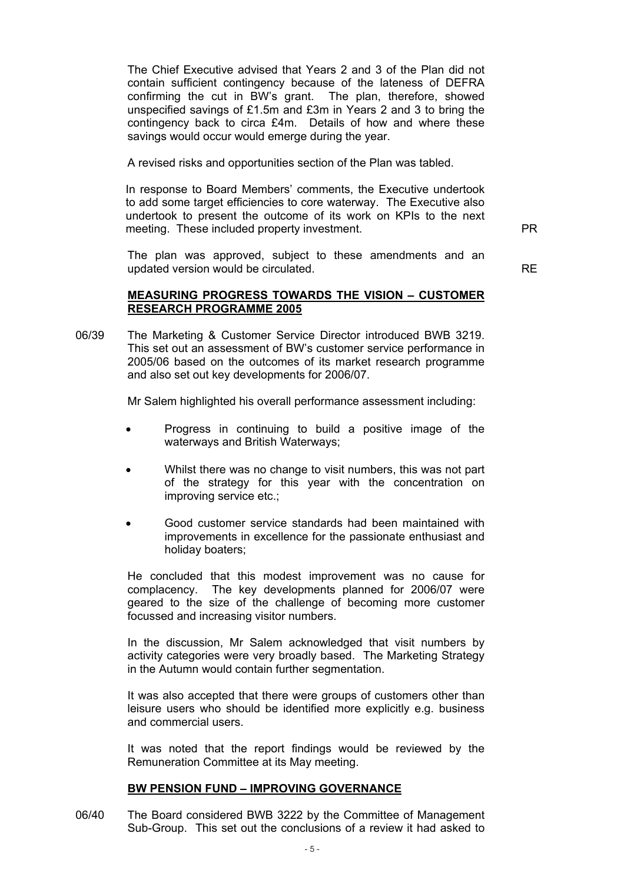The Chief Executive advised that Years 2 and 3 of the Plan did not contain sufficient contingency because of the lateness of DEFRA confirming the cut in BW's grant. The plan, therefore, showed unspecified savings of £1.5m and £3m in Years 2 and 3 to bring the contingency back to circa £4m. Details of how and where these savings would occur would emerge during the year.

A revised risks and opportunities section of the Plan was tabled.

In response to Board Members' comments, the Executive undertook to add some target efficiencies to core waterway. The Executive also undertook to present the outcome of its work on KPIs to the next meeting. These included property investment. PR

The plan was approved, subject to these amendments and an updated version would be circulated. RE

**MEASURING PROGRESS TOWARDS THE VISION – CUSTOMER RESEARCH PROGRAMME 2005**

06/39 The Marketing & Customer Service Director introduced BWB 3219. This set out an assessment of BW's customer service performance in 2005/06 based on the outcomes of its market research programme and also set out key developments for 2006/07.

Mr Salem highlighted his overall performance assessment including:

- Progress in continuing to build a positive image of the waterways and British Waterways;
- Whilst there was no change to visit numbers, this was not part of the strategy for this year with the concentration on improving service etc.;
- Good customer service standards had been maintained with improvements in excellence for the passionate enthusiast and holiday boaters;

He concluded that this modest improvement was no cause for complacency. The key developments planned for 2006/07 were geared to the size of the challenge of becoming more customer focussed and increasing visitor numbers.

In the discussion, Mr Salem acknowledged that visit numbers by activity categories were very broadly based. The Marketing Strategy in the Autumn would contain further segmentation.

It was also accepted that there were groups of customers other than leisure users who should be identified more explicitly e.g. business and commercial users.

It was noted that the report findings would be reviewed by the Remuneration Committee at its May meeting.

**BW PENSION FUND – IMPROVING GOVERNANCE**

06/40 The Board considered BWB 3222 by the Committee of Management Sub-Group. This set out the conclusions of a review it had asked to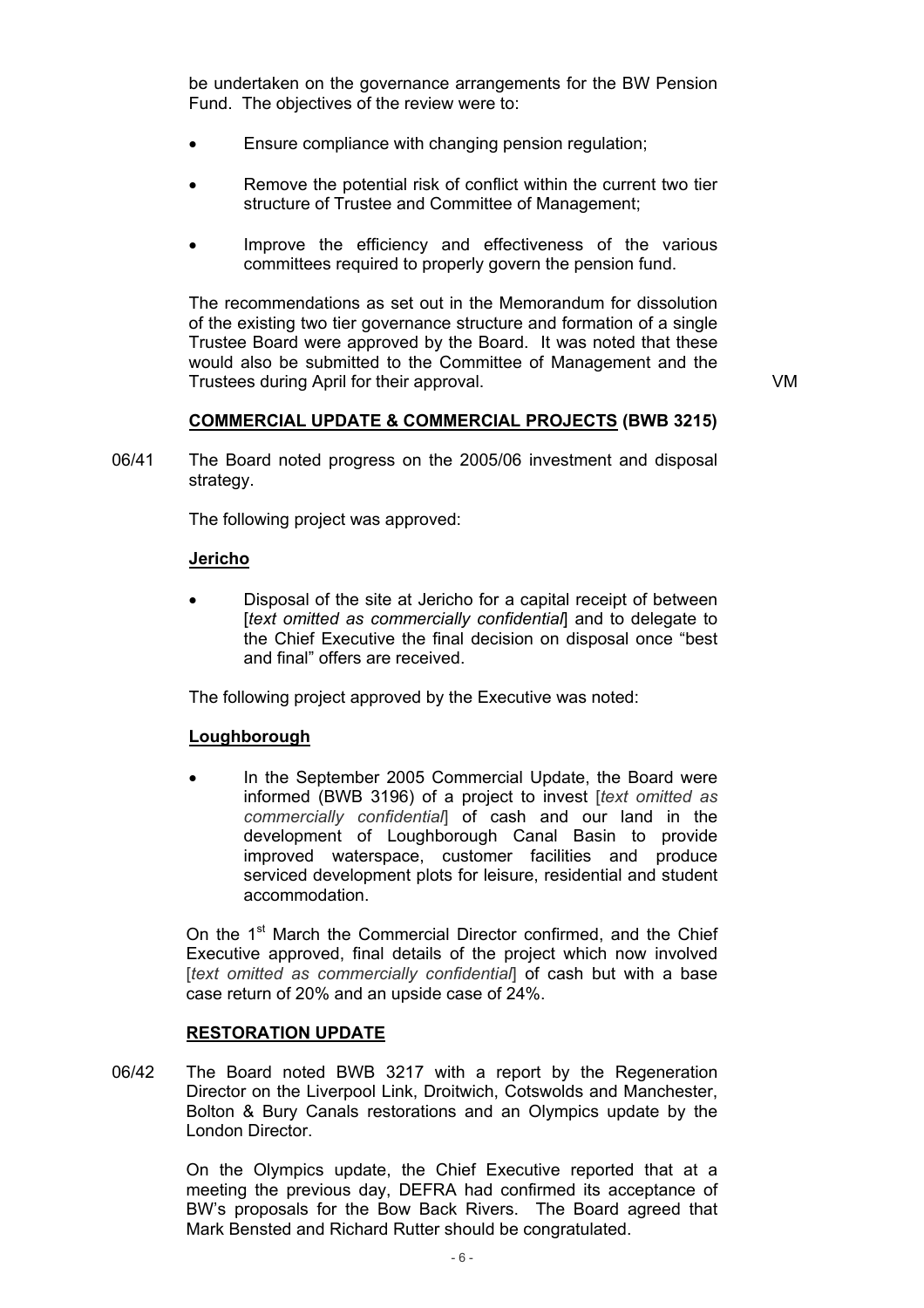be undertaken on the governance arrangements for the BW Pension Fund. The objectives of the review were to:

- Ensure compliance with changing pension regulation;
- Remove the potential risk of conflict within the current two tier structure of Trustee and Committee of Management;
- Improve the efficiency and effectiveness of the various committees required to properly govern the pension fund.

The recommendations as set out in the Memorandum for dissolution of the existing two tier governance structure and formation of a single Trustee Board were approved by the Board. It was noted that these would also be submitted to the Committee of Management and the Trustees during April for their approval. VM

**COMMERCIAL UPDATE & COMMERCIAL PROJECTS (BWB 3215)**

06/41 The Board noted progress on the 2005/06 investment and disposal strategy.

The following project was approved:

**Jericho**

- Disposal of the site at Jericho for a capital receipt of between [*text omitted as commercially confidential*] and to delegate to the Chief Executive the final decision on disposal once "best and final" offers are received.

The following project approved by the Executive was noted:

**Loughborough**

- In the September 2005 Commercial Update, the Board were informed (BWB 3196) of a project to invest [*text omitted as commercially confidential*] of cash and our land in the development of Loughborough Canal Basin to provide improved waterspace, customer facilities and produce serviced development plots for leisure, residential and student accommodation.

On the 1st March the Commercial Director confirmed, and the Chief Executive approved, final details of the project which now involved [*text omitted as commercially confidential*] of cash but with a base case return of 20% and an upside case of 24%.

**RESTORATION UPDATE**

06/42 The Board noted BWB 3217 with a report by the Regeneration Director on the Liverpool Link, Droitwich, Cotswolds and Manchester, Bolton & Bury Canals restorations and an Olympics update by the London Director.

On the Olympics update, the Chief Executive reported that at a meeting the previous day, DEFRA had confirmed its acceptance of BW's proposals for the Bow Back Rivers. The Board agreed that Mark Bensted and Richard Rutter should be congratulated.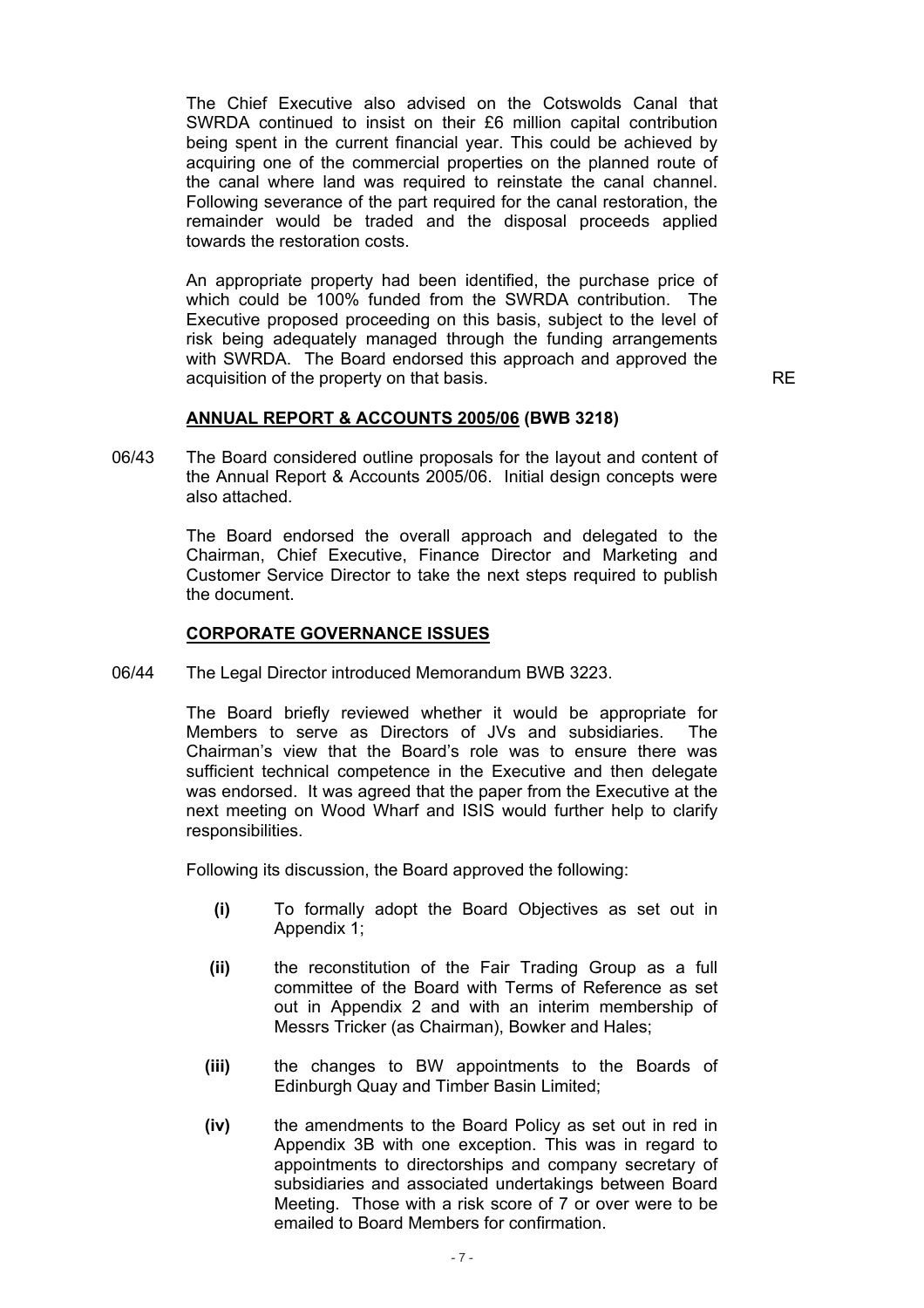The Chief Executive also advised on the Cotswolds Canal that SWRDA continued to insist on their £6 million capital contribution being spent in the current financial year. This could be achieved by acquiring one of the commercial properties on the planned route of the canal where land was required to reinstate the canal channel. Following severance of the part required for the canal restoration, the remainder would be traded and the disposal proceeds applied towards the restoration costs.

An appropriate property had been identified, the purchase price of which could be 100% funded from the SWRDA contribution. The Executive proposed proceeding on this basis, subject to the level of risk being adequately managed through the funding arrangements with SWRDA. The Board endorsed this approach and approved the acquisition of the property on that basis. RE

**ANNUAL REPORT & ACCOUNTS 2005/06 (BWB 3218)**

06/43 The Board considered outline proposals for the layout and content of the Annual Report & Accounts 2005/06. Initial design concepts were also attached.

The Board endorsed the overall approach and delegated to the Chairman, Chief Executive, Finance Director and Marketing and Customer Service Director to take the next steps required to publish the document.

**CORPORATE GOVERNANCE ISSUES**

06/44 The Legal Director introduced Memorandum BWB 3223.

The Board briefly reviewed whether it would be appropriate for Members to serve as Directors of JVs and subsidiaries. The Chairman's view that the Board's role was to ensure there was sufficient technical competence in the Executive and then delegate was endorsed. It was agreed that the paper from the Executive at the next meeting on Wood Wharf and ISIS would further help to clarify responsibilities.

Following its discussion, the Board approved the following:

**(i)** To formally adopt the Board Objectives as set out in Appendix 1;

**(ii)** the reconstitution of the Fair Trading Group as a full committee of the Board with Terms of Reference as set out in Appendix 2 and with an interim membership of Messrs Tricker (as Chairman), Bowker and Hales;

**(iii)** the changes to BW appointments to the Boards of Edinburgh Quay and Timber Basin Limited;

**(iv)** the amendments to the Board Policy as set out in red in Appendix 3B with one exception. This was in regard to appointments to directorships and company secretary of subsidiaries and associated undertakings between Board Meeting. Those with a risk score of 7 or over were to be emailed to Board Members for confirmation.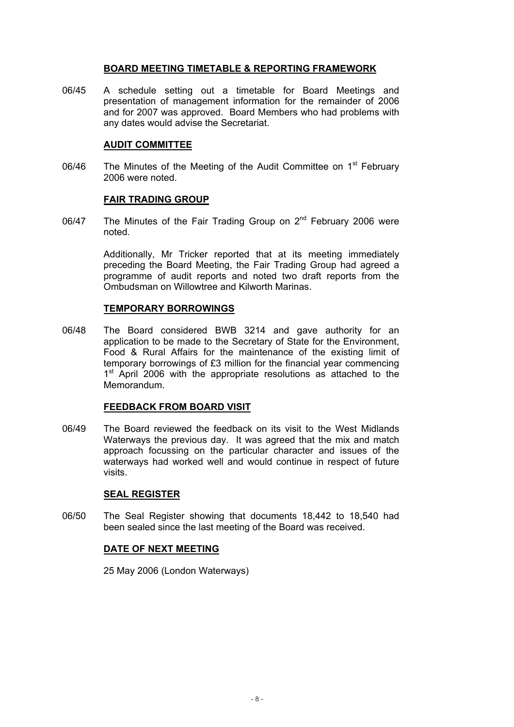## BOARD MEETING TIMETABLE & REPORTING FRAMEWORK

06/45 A schedule setting out a timetable for Board Meetings and presentation of management information for the remainder of 2006 and for 2007 was approved. Board Members who had problems with any dates would advise the Secretariat.

## AUDIT COMMITTEE

06/46 The Minutes of the Meeting of the Audit Committee on 1st February 2006 were noted.

## FAIR TRADING GROUP

06/47 The Minutes of the Fair Trading Group on 2nd February 2006 were noted.

Additionally, Mr Tricker reported that at its meeting immediately preceding the Board Meeting, the Fair Trading Group had agreed a programme of audit reports and noted two draft reports from the Ombudsman on Willowtree and Kilworth Marinas.

## TEMPORARY BORROWINGS

06/48 The Board considered BWB 3214 and gave authority for an application to be made to the Secretary of State for the Environment, Food & Rural Affairs for the maintenance of the existing limit of temporary borrowings of £3 million for the financial year commencing 1st April 2006 with the appropriate resolutions as attached to the Memorandum.

## FEEDBACK FROM BOARD VISIT

06/49 The Board reviewed the feedback on its visit to the West Midlands Waterways the previous day. It was agreed that the mix and match approach focussing on the particular character and issues of the waterways had worked well and would continue in respect of future visits.

## SEAL REGISTER

06/50 The Seal Register showing that documents 18,442 to 18,540 had been sealed since the last meeting of the Board was received.

## DATE OF NEXT MEETING

25 May 2006 (London Waterways)